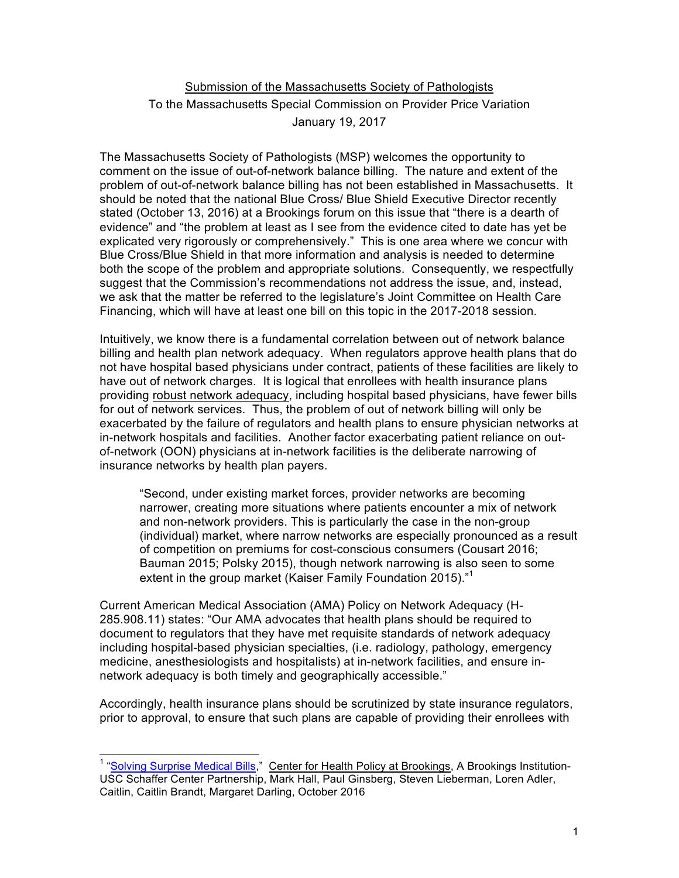Submission of the Massachusetts Society of Pathologists

To the Massachusetts Special Commission on Provider Price Variation

January 19, 2017

The Massachusetts Society of Pathologists (MSP) welcomes the opportunity to comment on the issue of out-of-network balance billing. The nature and extent of the problem of out-of-network balance billing has not been established in Massachusetts. It should be noted that the national Blue Cross/ Blue Shield Executive Director recently stated (October 13, 2016) at a Brookings forum on this issue that "there is a dearth of evidence" and "the problem at least as I see from the evidence cited to date has yet be explicated very rigorously or comprehensively." This is one area where we concur with Blue Cross/Blue Shield in that more information and analysis is needed to determine both the scope of the problem and appropriate solutions. Consequently, we respectfully suggest that the Commission's recommendations not address the issue, and, instead, we ask that the matter be referred to the legislature's Joint Committee on Health Care Financing, which will have at least one bill on this topic in the 2017-2018 session.

Intuitively, we know there is a fundamental correlation between out of network balance billing and health plan network adequacy. When regulators approve health plans that do not have hospital based physicians under contract, patients of these facilities are likely to have out of network charges. It is logical that enrollees with health insurance plans providing robust network adequacy, including hospital based physicians, have fewer bills for out of network services. Thus, the problem of out of network billing will only be exacerbated by the failure of regulators and health plans to ensure physician networks at in-network hospitals and facilities. Another factor exacerbating patient reliance on out-of-network (OON) physicians at in-network facilities is the deliberate narrowing of insurance networks by health plan payers.

> "Second, under existing market forces, provider networks are becoming narrower, creating more situations where patients encounter a mix of network and non-network providers. This is particularly the case in the non-group (individual) market, where narrow networks are especially pronounced as a result of competition on premiums for cost-conscious consumers (Cousart 2016; Bauman 2015; Polsky 2015), though network narrowing is also seen to some extent in the group market (Kaiser Family Foundation 2015)."[1]

Current American Medical Association (AMA) Policy on Network Adequacy (H-285.908.11) states: "Our AMA advocates that health plans should be required to document to regulators that they have met requisite standards of network adequacy including hospital-based physician specialties, (i.e. radiology, pathology, emergency medicine, anesthesiologists and hospitalists) at in-network facilities, and ensure in-network adequacy is both timely and geographically accessible."

Accordingly, health insurance plans should be scrutinized by state insurance regulators, prior to approval, to ensure that such plans are capable of providing their enrollees with

---

[1] "Solving Surprise Medical Bills," Center for Health Policy at Brookings, A Brookings Institution-USC Schaffer Center Partnership, Mark Hall, Paul Ginsberg, Steven Lieberman, Loren Adler, Caitlin, Caitlin Brandt, Margaret Darling, October 2016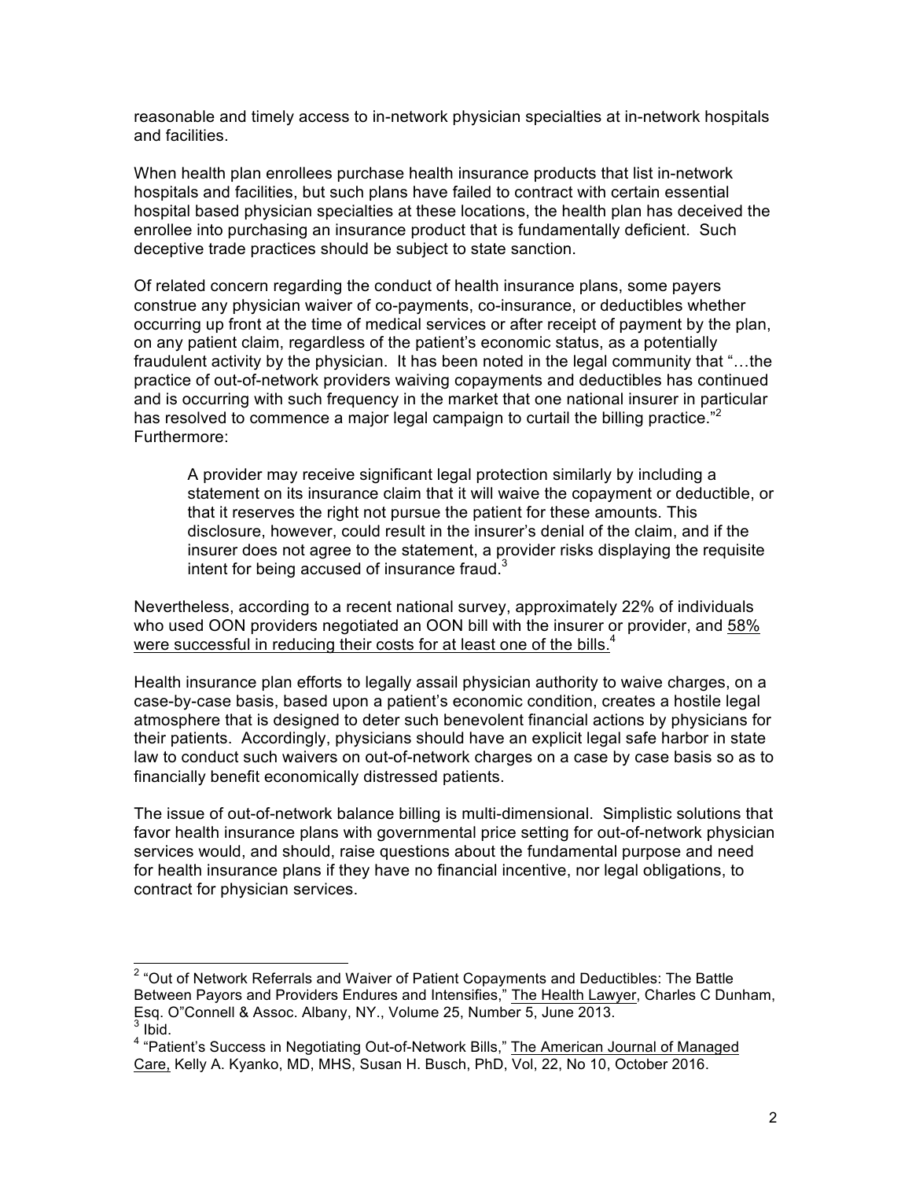reasonable and timely access to in-network physician specialties at in-network hospitals and facilities.

When health plan enrollees purchase health insurance products that list in-network hospitals and facilities, but such plans have failed to contract with certain essential hospital based physician specialties at these locations, the health plan has deceived the enrollee into purchasing an insurance product that is fundamentally deficient. Such deceptive trade practices should be subject to state sanction.

Of related concern regarding the conduct of health insurance plans, some payers construe any physician waiver of co-payments, co-insurance, or deductibles whether occurring up front at the time of medical services or after receipt of payment by the plan, on any patient claim, regardless of the patient's economic status, as a potentially fraudulent activity by the physician. It has been noted in the legal community that "…the practice of out-of-network providers waiving copayments and deductibles has continued and is occurring with such frequency in the market that one national insurer in particular has resolved to commence a major legal campaign to curtail the billing practice."[2] Furthermore:

> A provider may receive significant legal protection similarly by including a statement on its insurance claim that it will waive the copayment or deductible, or that it reserves the right not pursue the patient for these amounts. This disclosure, however, could result in the insurer's denial of the claim, and if the insurer does not agree to the statement, a provider risks displaying the requisite intent for being accused of insurance fraud.[3]

Nevertheless, according to a recent national survey, approximately 22% of individuals who used OON providers negotiated an OON bill with the insurer or provider, and <u>58% were successful in reducing their costs for at least one of the bills.</u>[4]

Health insurance plan efforts to legally assail physician authority to waive charges, on a case-by-case basis, based upon a patient's economic condition, creates a hostile legal atmosphere that is designed to deter such benevolent financial actions by physicians for their patients. Accordingly, physicians should have an explicit legal safe harbor in state law to conduct such waivers on out-of-network charges on a case by case basis so as to financially benefit economically distressed patients.

The issue of out-of-network balance billing is multi-dimensional. Simplistic solutions that favor health insurance plans with governmental price setting for out-of-network physician services would, and should, raise questions about the fundamental purpose and need for health insurance plans if they have no financial incentive, nor legal obligations, to contract for physician services.

---

[2] "Out of Network Referrals and Waiver of Patient Copayments and Deductibles: The Battle Between Payors and Providers Endures and Intensifies," <u>The Health Lawyer</u>, Charles C Dunham, Esq. O"Connell & Assoc. Albany, NY., Volume 25, Number 5, June 2013.

[3] Ibid.

[4] "Patient's Success in Negotiating Out-of-Network Bills," <u>The American Journal of Managed Care,</u> Kelly A. Kyanko, MD, MHS, Susan H. Busch, PhD, Vol, 22, No 10, October 2016.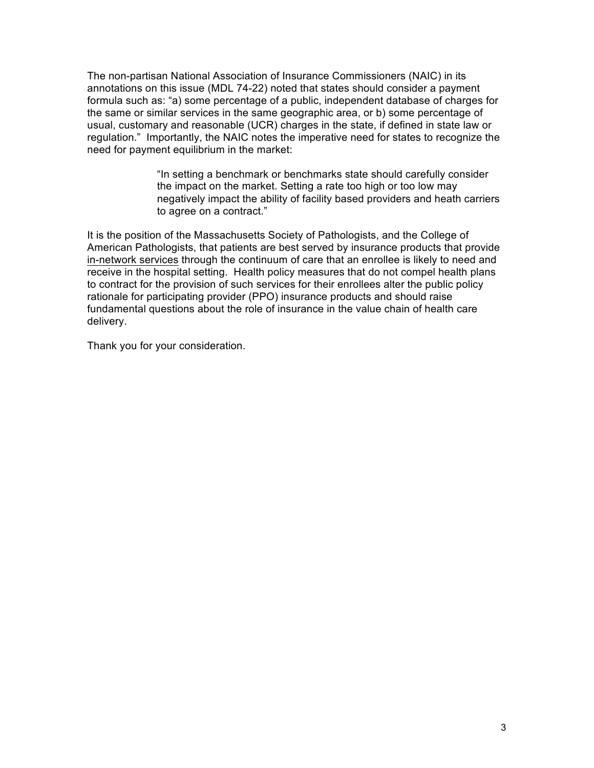The non-partisan National Association of Insurance Commissioners (NAIC) in its annotations on this issue (MDL 74-22) noted that states should consider a payment formula such as: "a) some percentage of a public, independent database of charges for the same or similar services in the same geographic area, or b) some percentage of usual, customary and reasonable (UCR) charges in the state, if defined in state law or regulation." Importantly, the NAIC notes the imperative need for states to recognize the need for payment equilibrium in the market:

> "In setting a benchmark or benchmarks state should carefully consider the impact on the market. Setting a rate too high or too low may negatively impact the ability of facility based providers and heath carriers to agree on a contract."

It is the position of the Massachusetts Society of Pathologists, and the College of American Pathologists, that patients are best served by insurance products that provide <u>in-network services</u> through the continuum of care that an enrollee is likely to need and receive in the hospital setting. Health policy measures that do not compel health plans to contract for the provision of such services for their enrollees alter the public policy rationale for participating provider (PPO) insurance products and should raise fundamental questions about the role of insurance in the value chain of health care delivery.

Thank you for your consideration.